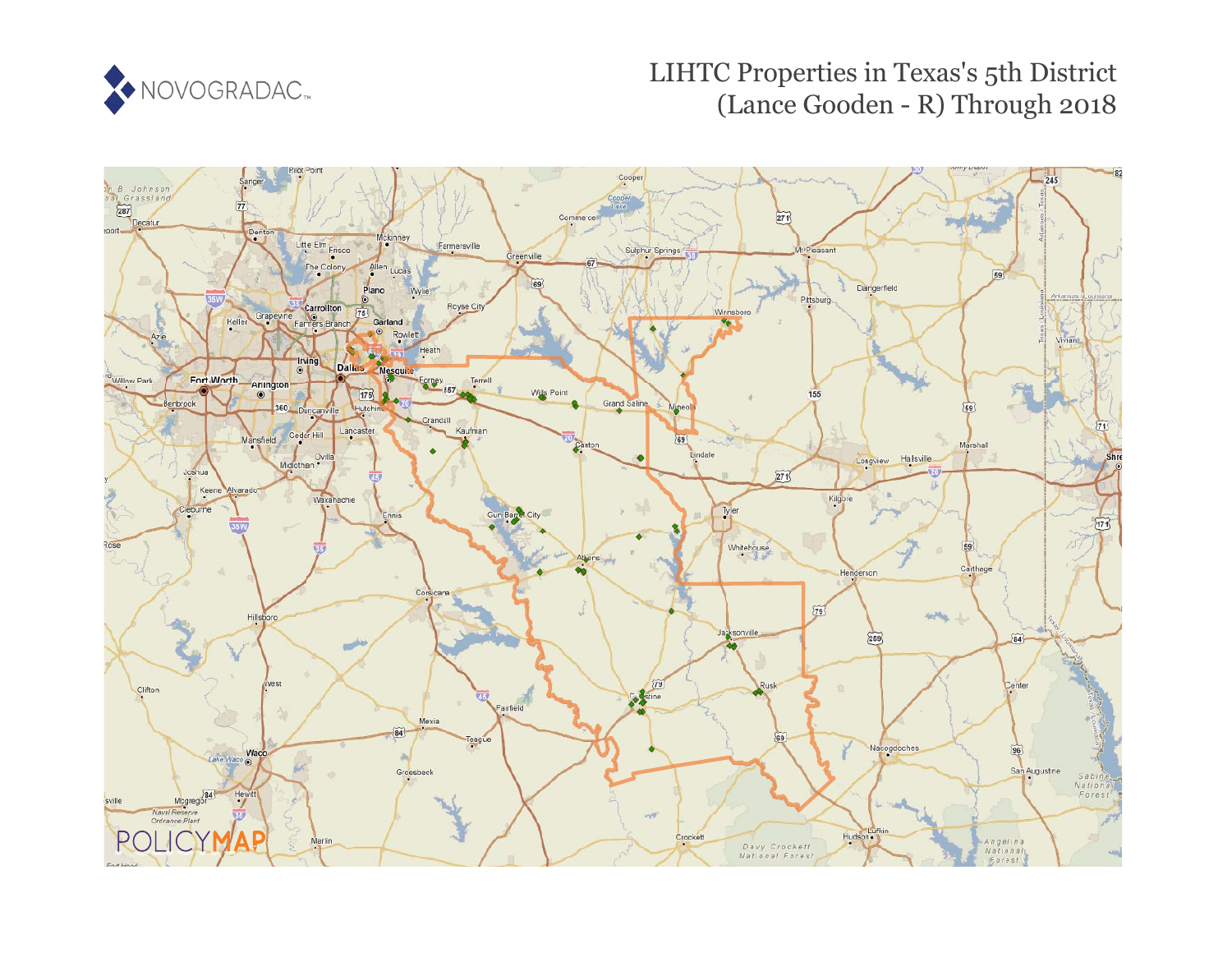NOVOGRADAC

# LIHTC Properties in Texas's 5th District (Lance Gooden - R) Through 2018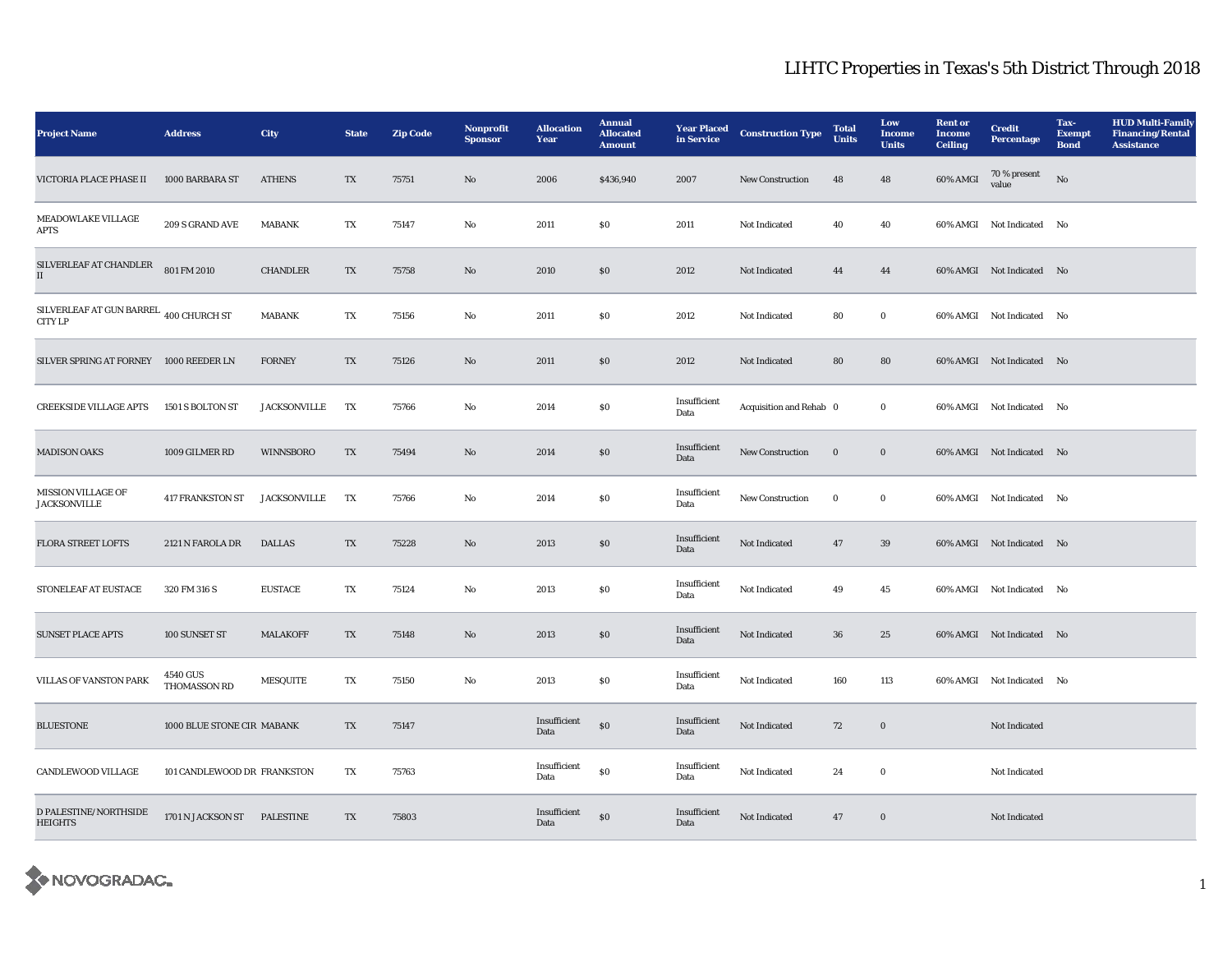# LIHTC Properties in Texas's 5th District Through 2018

| Project Name | Address | City | State | Zip Code | Nonprofit Sponsor | Allocation Year | Annual Allocated Amount | Year Placed in Service | Construction Type | Total Units | Low Income Units | Rent or Income Ceiling | Credit Percentage | Tax-Exempt Bond | HUD Multi-Family Financing/Rental Assistance |
|---|---|---|---|---|---|---|---|---|---|---|---|---|---|---|---|
| VICTORIA PLACE PHASE II | 1000 BARBARA ST | ATHENS | TX | 75751 | No | 2006 | $436,940 | 2007 | New Construction | 48 | 48 | 60% AMGI | 70 % present value | No | |
| MEADOWLAKE VILLAGE APTS | 209 S GRAND AVE | MABANK | TX | 75147 | No | 2011 | $0 | 2011 | Not Indicated | 40 | 40 | 60% AMGI | Not Indicated | No | |
| SILVERLEAF AT CHANDLER II | 801 FM 2010 | CHANDLER | TX | 75758 | No | 2010 | $0 | 2012 | Not Indicated | 44 | 44 | 60% AMGI | Not Indicated | No | |
| SILVERLEAF AT GUN BARREL CITY LP | 400 CHURCH ST | MABANK | TX | 75156 | No | 2011 | $0 | 2012 | Not Indicated | 80 | 0 | 60% AMGI | Not Indicated | No | |
| SILVER SPRING AT FORNEY | 1000 REEDER LN | FORNEY | TX | 75126 | No | 2011 | $0 | 2012 | Not Indicated | 80 | 80 | 60% AMGI | Not Indicated | No | |
| CREEKSIDE VILLAGE APTS | 1501 S BOLTON ST | JACKSONVILLE | TX | 75766 | No | 2014 | $0 | Insufficient Data | Acquisition and Rehab | 0 | 0 | 60% AMGI | Not Indicated | No | |
| MADISON OAKS | 1009 GILMER RD | WINNSBORO | TX | 75494 | No | 2014 | $0 | Insufficient Data | New Construction | 0 | 0 | 60% AMGI | Not Indicated | No | |
| MISSION VILLAGE OF JACKSONVILLE | 417 FRANKSTON ST | JACKSONVILLE | TX | 75766 | No | 2014 | $0 | Insufficient Data | New Construction | 0 | 0 | 60% AMGI | Not Indicated | No | |
| FLORA STREET LOFTS | 2121 N FAROLA DR | DALLAS | TX | 75228 | No | 2013 | $0 | Insufficient Data | Not Indicated | 47 | 39 | 60% AMGI | Not Indicated | No | |
| STONELEAF AT EUSTACE | 320 FM 316 S | EUSTACE | TX | 75124 | No | 2013 | $0 | Insufficient Data | Not Indicated | 49 | 45 | 60% AMGI | Not Indicated | No | |
| SUNSET PLACE APTS | 100 SUNSET ST | MALAKOFF | TX | 75148 | No | 2013 | $0 | Insufficient Data | Not Indicated | 36 | 25 | 60% AMGI | Not Indicated | No | |
| VILLAS OF VANSTON PARK | 4540 GUS THOMASSON RD | MESQUITE | TX | 75150 | No | 2013 | $0 | Insufficient Data | Not Indicated | 160 | 113 | 60% AMGI | Not Indicated | No | |
| BLUESTONE | 1000 BLUE STONE CIR | MABANK | TX | 75147 | | Insufficient Data | $0 | Insufficient Data | Not Indicated | 72 | 0 | | Not Indicated | | |
| CANDLEWOOD VILLAGE | 101 CANDLEWOOD DR | FRANKSTON | TX | 75763 | | Insufficient Data | $0 | Insufficient Data | Not Indicated | 24 | 0 | | Not Indicated | | |
| D PALESTINE/NORTHSIDE HEIGHTS | 1701 N JACKSON ST | PALESTINE | TX | 75803 | | Insufficient Data | $0 | Insufficient Data | Not Indicated | 47 | 0 | | Not Indicated | | |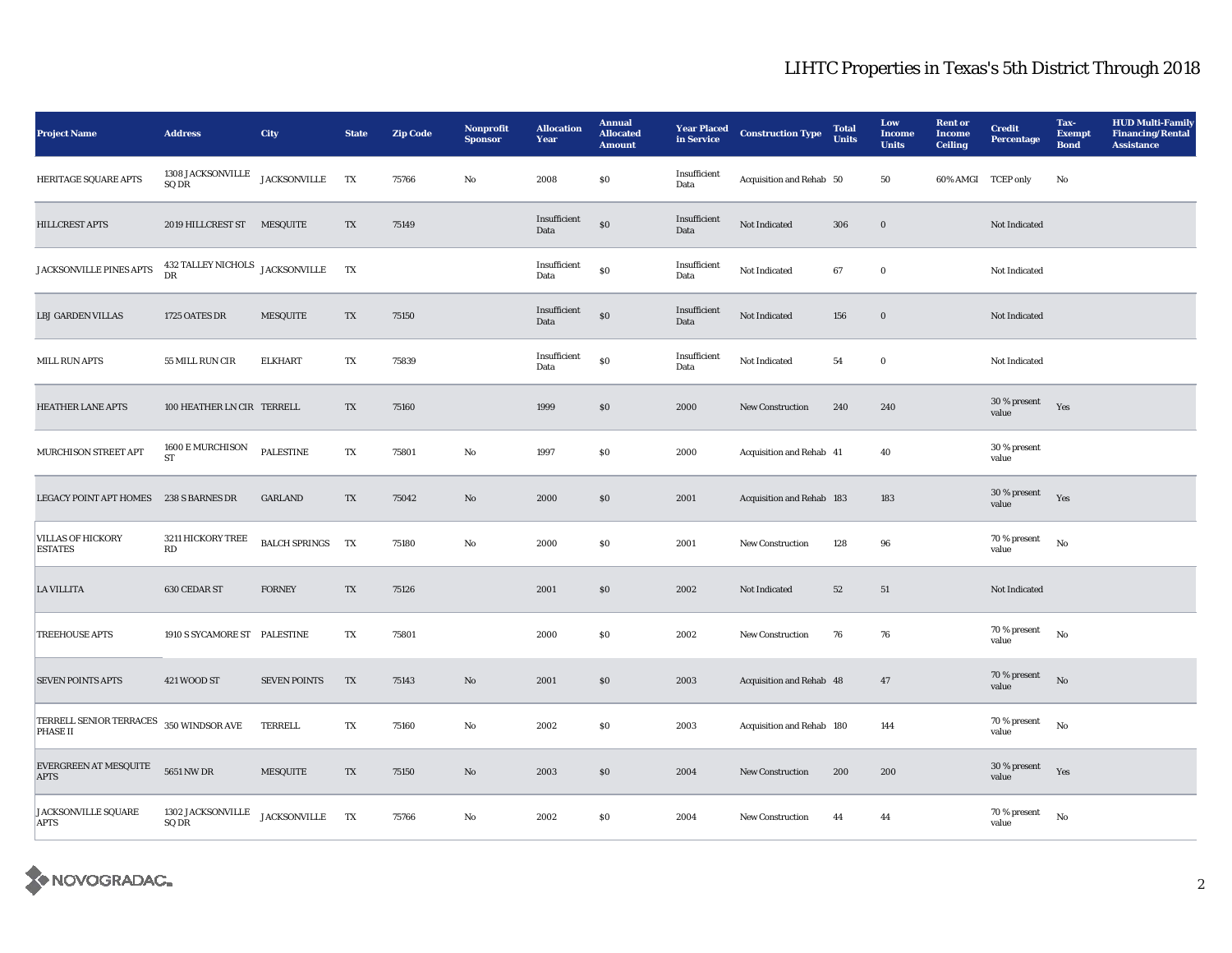# LIHTC Properties in Texas's 5th District Through 2018

| Project Name | Address | City | State | Zip Code | Nonprofit Sponsor | Allocation Year | Annual Allocated Amount | Year Placed in Service | Construction Type | Total Units | Low Income Units | Rent or Income Ceiling | Credit Percentage | Tax-Exempt Bond | HUD Multi-Family Financing/Rental Assistance |
|---|---|---|---|---|---|---|---|---|---|---|---|---|---|---|---|
| HERITAGE SQUARE APTS | 1308 JACKSONVILLE SQ DR | JACKSONVILLE | TX | 75766 | No | 2008 | $0 | Insufficient Data | Acquisition and Rehab | 50 | 50 | 60% AMGI | TCEP only | No | |
| HILLCREST APTS | 2019 HILLCREST ST | MESQUITE | TX | 75149 | | Insufficient Data | $0 | Insufficient Data | Not Indicated | 306 | 0 | | Not Indicated | | |
| JACKSONVILLE PINES APTS | 432 TALLEY NICHOLS DR | JACKSONVILLE | TX | | | Insufficient Data | $0 | Insufficient Data | Not Indicated | 67 | 0 | | Not Indicated | | |
| LBJ GARDEN VILLAS | 1725 OATES DR | MESQUITE | TX | 75150 | | Insufficient Data | $0 | Insufficient Data | Not Indicated | 156 | 0 | | Not Indicated | | |
| MILL RUN APTS | 55 MILL RUN CIR | ELKHART | TX | 75839 | | Insufficient Data | $0 | Insufficient Data | Not Indicated | 54 | 0 | | Not Indicated | | |
| HEATHER LANE APTS | 100 HEATHER LN CIR | TERRELL | TX | 75160 | | 1999 | $0 | 2000 | New Construction | 240 | 240 | | 30 % present value | Yes | |
| MURCHISON STREET APT | 1600 E MURCHISON ST | PALESTINE | TX | 75801 | No | 1997 | $0 | 2000 | Acquisition and Rehab | 41 | 40 | | 30 % present value | | |
| LEGACY POINT APT HOMES | 238 S BARNES DR | GARLAND | TX | 75042 | No | 2000 | $0 | 2001 | Acquisition and Rehab | 183 | 183 | | 30 % present value | Yes | |
| VILLAS OF HICKORY ESTATES | 3211 HICKORY TREE RD | BALCH SPRINGS | TX | 75180 | No | 2000 | $0 | 2001 | New Construction | 128 | 96 | | 70 % present value | No | |
| LA VILLITA | 630 CEDAR ST | FORNEY | TX | 75126 | | 2001 | $0 | 2002 | Not Indicated | 52 | 51 | | Not Indicated | | |
| TREEHOUSE APTS | 1910 S SYCAMORE ST | PALESTINE | TX | 75801 | | 2000 | $0 | 2002 | New Construction | 76 | 76 | | 70 % present value | No | |
| SEVEN POINTS APTS | 421 WOOD ST | SEVEN POINTS | TX | 75143 | No | 2001 | $0 | 2003 | Acquisition and Rehab | 48 | 47 | | 70 % present value | No | |
| TERRELL SENIOR TERRACES PHASE II | 350 WINDSOR AVE | TERRELL | TX | 75160 | No | 2002 | $0 | 2003 | Acquisition and Rehab | 180 | 144 | | 70 % present value | No | |
| EVERGREEN AT MESQUITE APTS | 5651 NW DR | MESQUITE | TX | 75150 | No | 2003 | $0 | 2004 | New Construction | 200 | 200 | | 30 % present value | Yes | |
| JACKSONVILLE SQUARE APTS | 1302 JACKSONVILLE SQ DR | JACKSONVILLE | TX | 75766 | No | 2002 | $0 | 2004 | New Construction | 44 | 44 | | 70 % present value | No | |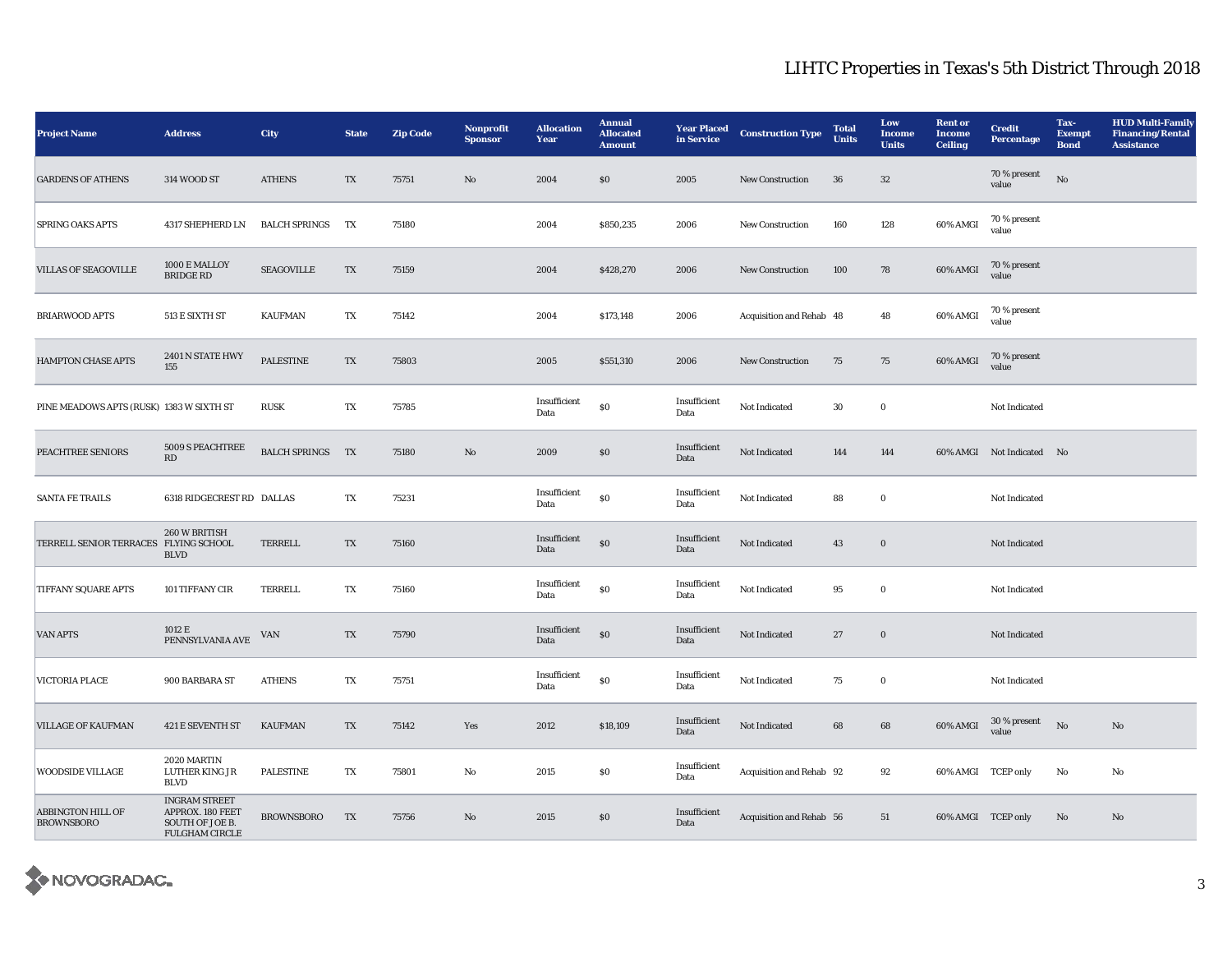# LIHTC Properties in Texas's 5th District Through 2018

| Project Name | Address | City | State | Zip Code | Nonprofit Sponsor | Allocation Year | Annual Allocated Amount | Year Placed in Service | Construction Type | Total Units | Low Income Units | Rent or Income Ceiling | Credit Percentage | Tax-Exempt Bond | HUD Multi-Family Financing/Rental Assistance |
|---|---|---|---|---|---|---|---|---|---|---|---|---|---|---|---|
| GARDENS OF ATHENS | 314 WOOD ST | ATHENS | TX | 75751 | No | 2004 | $0 | 2005 | New Construction | 36 | 32 | | 70 % present value | No | |
| SPRING OAKS APTS | 4317 SHEPHERD LN | BALCH SPRINGS | TX | 75180 | | 2004 | $850,235 | 2006 | New Construction | 160 | 128 | 60% AMGI | 70 % present value | | |
| VILLAS OF SEAGOVILLE | 1000 E MALLOY BRIDGE RD | SEAGOVILLE | TX | 75159 | | 2004 | $428,270 | 2006 | New Construction | 100 | 78 | 60% AMGI | 70 % present value | | |
| BRIARWOOD APTS | 513 E SIXTH ST | KAUFMAN | TX | 75142 | | 2004 | $173,148 | 2006 | Acquisition and Rehab | 48 | 48 | 60% AMGI | 70 % present value | | |
| HAMPTON CHASE APTS | 2401 N STATE HWY 155 | PALESTINE | TX | 75803 | | 2005 | $551,310 | 2006 | New Construction | 75 | 75 | 60% AMGI | 70 % present value | | |
| PINE MEADOWS APTS (RUSK) | 1383 W SIXTH ST | RUSK | TX | 75785 | | Insufficient Data | $0 | Insufficient Data | Not Indicated | 30 | 0 | | Not Indicated | | |
| PEACHTREE SENIORS | 5009 S PEACHTREE RD | BALCH SPRINGS | TX | 75180 | No | 2009 | $0 | Insufficient Data | Not Indicated | 144 | 144 | 60% AMGI | Not Indicated | No | |
| SANTA FE TRAILS | 6318 RIDGECREST RD | DALLAS | TX | 75231 | | Insufficient Data | $0 | Insufficient Data | Not Indicated | 88 | 0 | | Not Indicated | | |
| TERRELL SENIOR TERRACES | 260 W BRITISH FLYING SCHOOL BLVD | TERRELL | TX | 75160 | | Insufficient Data | $0 | Insufficient Data | Not Indicated | 43 | 0 | | Not Indicated | | |
| TIFFANY SQUARE APTS | 101 TIFFANY CIR | TERRELL | TX | 75160 | | Insufficient Data | $0 | Insufficient Data | Not Indicated | 95 | 0 | | Not Indicated | | |
| VAN APTS | 1012 E PENNSYLVANIA AVE | VAN | TX | 75790 | | Insufficient Data | $0 | Insufficient Data | Not Indicated | 27 | 0 | | Not Indicated | | |
| VICTORIA PLACE | 900 BARBARA ST | ATHENS | TX | 75751 | | Insufficient Data | $0 | Insufficient Data | Not Indicated | 75 | 0 | | Not Indicated | | |
| VILLAGE OF KAUFMAN | 421 E SEVENTH ST | KAUFMAN | TX | 75142 | Yes | 2012 | $18,109 | Insufficient Data | Not Indicated | 68 | 68 | 60% AMGI | 30 % present value | No | No |
| WOODSIDE VILLAGE | 2020 MARTIN LUTHER KING JR BLVD | PALESTINE | TX | 75801 | No | 2015 | $0 | Insufficient Data | Acquisition and Rehab | 92 | 92 | 60% AMGI | TCEP only | No | No |
| ABBINGTON HILL OF BROWNSBORO | INGRAM STREET APPROX. 180 FEET SOUTH OF JOE B. FULGHAM CIRCLE | BROWNSBORO | TX | 75756 | No | 2015 | $0 | Insufficient Data | Acquisition and Rehab | 56 | 51 | 60% AMGI | TCEP only | No | No |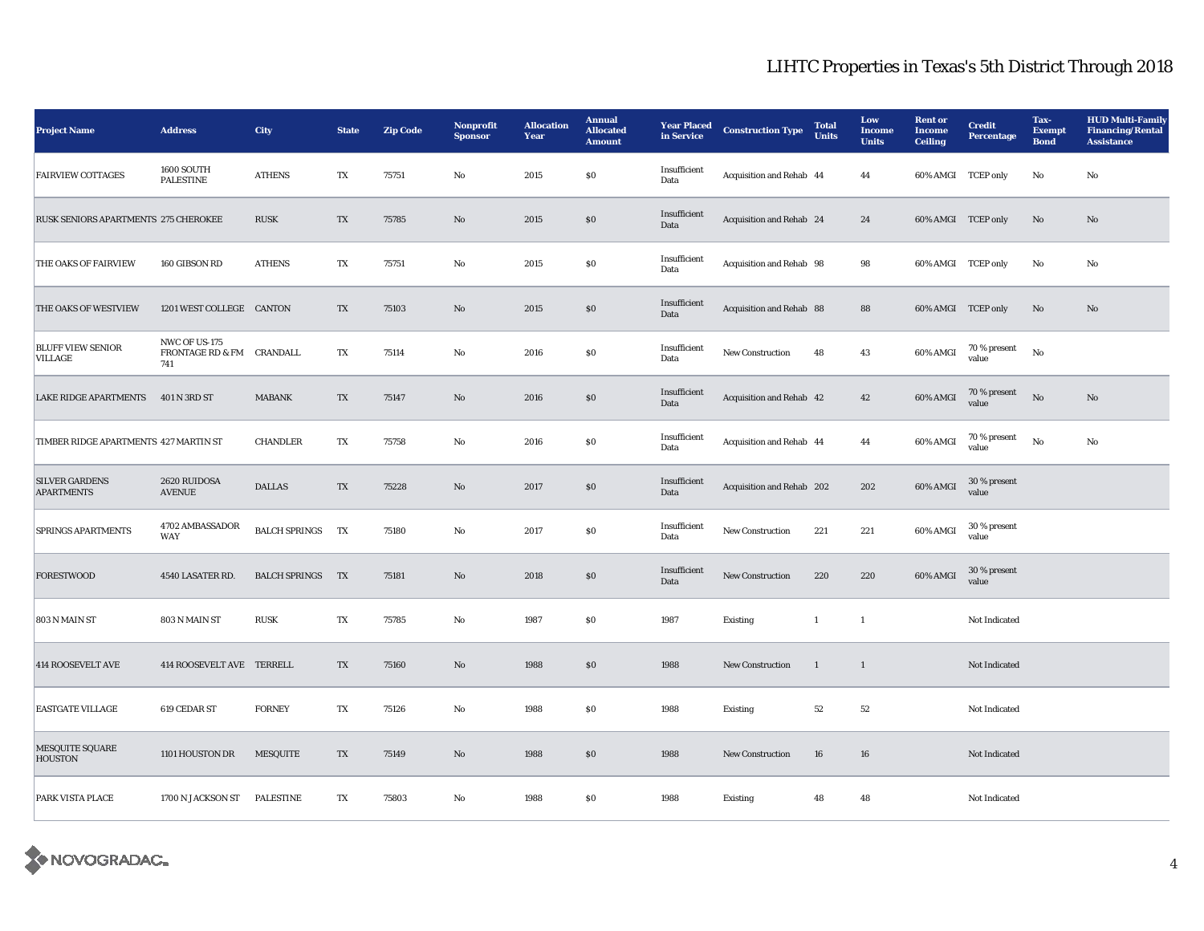# LIHTC Properties in Texas's 5th District Through 2018

| Project Name | Address | City | State | Zip Code | Nonprofit Sponsor | Allocation Year | Annual Allocated Amount | Year Placed in Service | Construction Type | Total Units | Low Income Units | Rent or Income Ceiling | Credit Percentage | Tax-Exempt Bond | HUD Multi-Family Financing/Rental Assistance |
|---|---|---|---|---|---|---|---|---|---|---|---|---|---|---|---|
| FAIRVIEW COTTAGES | 1600 SOUTH PALESTINE | ATHENS | TX | 75751 | No | 2015 | $0 | Insufficient Data | Acquisition and Rehab | 44 | 44 | 60% AMGI | TCEP only | No | No |
| RUSK SENIORS APARTMENTS | 275 CHEROKEE | RUSK | TX | 75785 | No | 2015 | $0 | Insufficient Data | Acquisition and Rehab | 24 | 24 | 60% AMGI | TCEP only | No | No |
| THE OAKS OF FAIRVIEW | 160 GIBSON RD | ATHENS | TX | 75751 | No | 2015 | $0 | Insufficient Data | Acquisition and Rehab | 98 | 98 | 60% AMGI | TCEP only | No | No |
| THE OAKS OF WESTVIEW | 1201 WEST COLLEGE | CANTON | TX | 75103 | No | 2015 | $0 | Insufficient Data | Acquisition and Rehab | 88 | 88 | 60% AMGI | TCEP only | No | No |
| BLUFF VIEW SENIOR VILLAGE | NWC OF US-175 FRONTAGE RD & FM 741 | CRANDALL | TX | 75114 | No | 2016 | $0 | Insufficient Data | New Construction | 48 | 43 | 60% AMGI | 70 % present value | No | |
| LAKE RIDGE APARTMENTS | 401 N 3RD ST | MABANK | TX | 75147 | No | 2016 | $0 | Insufficient Data | Acquisition and Rehab | 42 | 42 | 60% AMGI | 70 % present value | No | No |
| TIMBER RIDGE APARTMENTS | 427 MARTIN ST | CHANDLER | TX | 75758 | No | 2016 | $0 | Insufficient Data | Acquisition and Rehab | 44 | 44 | 60% AMGI | 70 % present value | No | No |
| SILVER GARDENS APARTMENTS | 2620 RUIDOSA AVENUE | DALLAS | TX | 75228 | No | 2017 | $0 | Insufficient Data | Acquisition and Rehab | 202 | 202 | 60% AMGI | 30 % present value | | |
| SPRINGS APARTMENTS | 4702 AMBASSADOR WAY | BALCH SPRINGS | TX | 75180 | No | 2017 | $0 | Insufficient Data | New Construction | 221 | 221 | 60% AMGI | 30 % present value | | |
| FORESTWOOD | 4540 LASATER RD. | BALCH SPRINGS | TX | 75181 | No | 2018 | $0 | Insufficient Data | New Construction | 220 | 220 | 60% AMGI | 30 % present value | | |
| 803 N MAIN ST | 803 N MAIN ST | RUSK | TX | 75785 | No | 1987 | $0 | 1987 | Existing | 1 | 1 | | Not Indicated | | |
| 414 ROOSEVELT AVE | 414 ROOSEVELT AVE | TERRELL | TX | 75160 | No | 1988 | $0 | 1988 | New Construction | 1 | 1 | | Not Indicated | | |
| EASTGATE VILLAGE | 619 CEDAR ST | FORNEY | TX | 75126 | No | 1988 | $0 | 1988 | Existing | 52 | 52 | | Not Indicated | | |
| MESQUITE SQUARE HOUSTON | 1101 HOUSTON DR | MESQUITE | TX | 75149 | No | 1988 | $0 | 1988 | New Construction | 16 | 16 | | Not Indicated | | |
| PARK VISTA PLACE | 1700 N JACKSON ST | PALESTINE | TX | 75803 | No | 1988 | $0 | 1988 | Existing | 48 | 48 | | Not Indicated | | |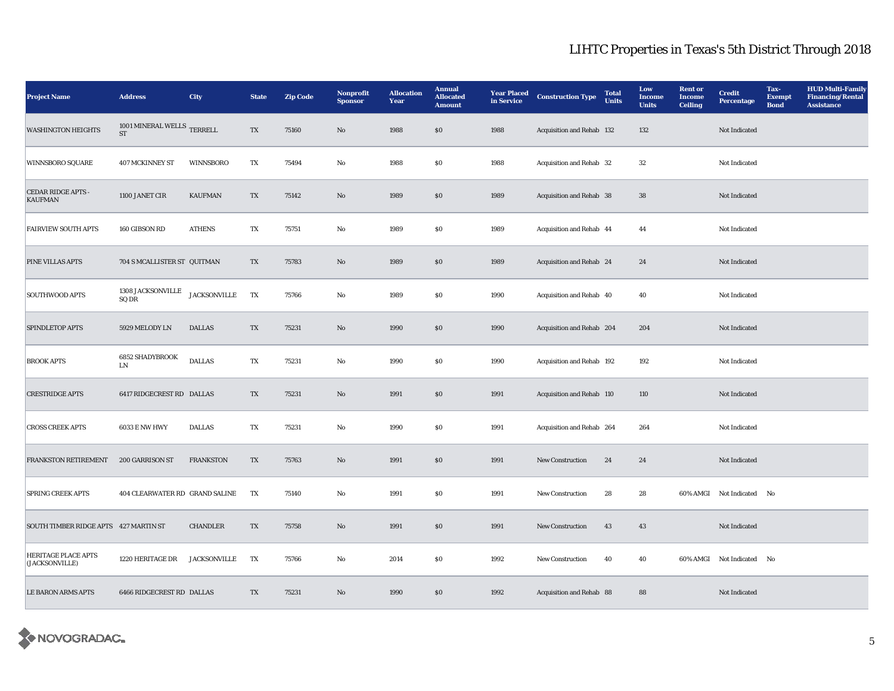# LIHTC Properties in Texas's 5th District Through 2018

| Project Name | Address | City | State | Zip Code | Nonprofit Sponsor | Allocation Year | Annual Allocated Amount | Year Placed in Service | Construction Type | Total Units | Low Income Units | Rent or Income Ceiling | Credit Percentage | Tax-Exempt Bond | HUD Multi-Family Financing/Rental Assistance |
|---|---|---|---|---|---|---|---|---|---|---|---|---|---|---|---|
| WASHINGTON HEIGHTS | 1001 MINERAL WELLS ST | TERRELL | TX | 75160 | No | 1988 | $0 | 1988 | Acquisition and Rehab | 132 | 132 | | Not Indicated | | |
| WINNSBORO SQUARE | 407 MCKINNEY ST | WINNSBORO | TX | 75494 | No | 1988 | $0 | 1988 | Acquisition and Rehab | 32 | 32 | | Not Indicated | | |
| CEDAR RIDGE APTS - KAUFMAN | 1100 JANET CIR | KAUFMAN | TX | 75142 | No | 1989 | $0 | 1989 | Acquisition and Rehab | 38 | 38 | | Not Indicated | | |
| FAIRVIEW SOUTH APTS | 160 GIBSON RD | ATHENS | TX | 75751 | No | 1989 | $0 | 1989 | Acquisition and Rehab | 44 | 44 | | Not Indicated | | |
| PINE VILLAS APTS | 704 S MCALLISTER ST | QUITMAN | TX | 75783 | No | 1989 | $0 | 1989 | Acquisition and Rehab | 24 | 24 | | Not Indicated | | |
| SOUTHWOOD APTS | 1308 JACKSONVILLE SQ DR | JACKSONVILLE | TX | 75766 | No | 1989 | $0 | 1990 | Acquisition and Rehab | 40 | 40 | | Not Indicated | | |
| SPINDLETOP APTS | 5929 MELODY LN | DALLAS | TX | 75231 | No | 1990 | $0 | 1990 | Acquisition and Rehab | 204 | 204 | | Not Indicated | | |
| BROOK APTS | 6852 SHADYBROOK LN | DALLAS | TX | 75231 | No | 1990 | $0 | 1990 | Acquisition and Rehab | 192 | 192 | | Not Indicated | | |
| CRESTRIDGE APTS | 6417 RIDGECREST RD | DALLAS | TX | 75231 | No | 1991 | $0 | 1991 | Acquisition and Rehab | 110 | 110 | | Not Indicated | | |
| CROSS CREEK APTS | 6033 E NW HWY | DALLAS | TX | 75231 | No | 1990 | $0 | 1991 | Acquisition and Rehab | 264 | 264 | | Not Indicated | | |
| FRANKSTON RETIREMENT | 200 GARRISON ST | FRANKSTON | TX | 75763 | No | 1991 | $0 | 1991 | New Construction | 24 | 24 | | Not Indicated | | |
| SPRING CREEK APTS | 404 CLEARWATER RD | GRAND SALINE | TX | 75140 | No | 1991 | $0 | 1991 | New Construction | 28 | 28 | 60% AMGI | Not Indicated | No | |
| SOUTH TIMBER RIDGE APTS | 427 MARTIN ST | CHANDLER | TX | 75758 | No | 1991 | $0 | 1991 | New Construction | 43 | 43 | | Not Indicated | | |
| HERITAGE PLACE APTS (JACKSONVILLE) | 1220 HERITAGE DR | JACKSONVILLE | TX | 75766 | No | 2014 | $0 | 1992 | New Construction | 40 | 40 | 60% AMGI | Not Indicated | No | |
| LE BARON ARMS APTS | 6466 RIDGECREST RD | DALLAS | TX | 75231 | No | 1990 | $0 | 1992 | Acquisition and Rehab | 88 | 88 | | Not Indicated | | |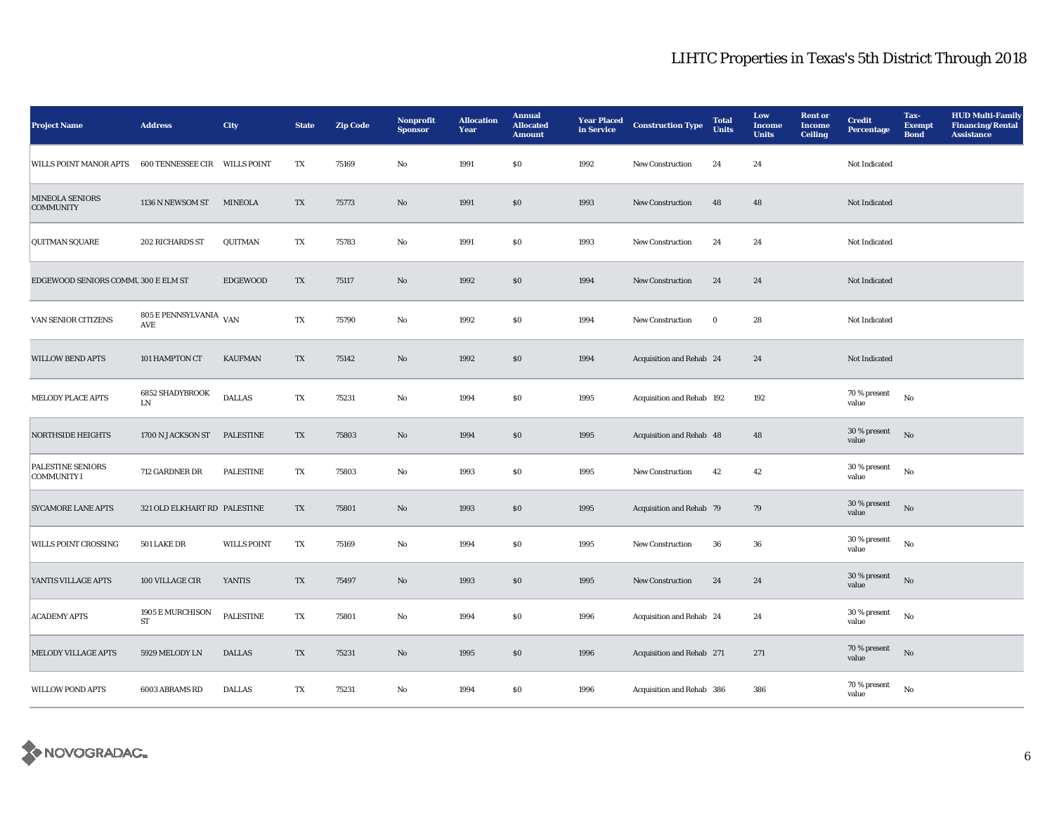# LIHTC Properties in Texas's 5th District Through 2018

| Project Name | Address | City | State | Zip Code | Nonprofit Sponsor | Allocation Year | Annual Allocated Amount | Year Placed in Service | Construction Type | Total Units | Low Income Units | Rent or Income Ceiling | Credit Percentage | Tax-Exempt Bond | HUD Multi-Family Financing/Rental Assistance |
|---|---|---|---|---|---|---|---|---|---|---|---|---|---|---|---|
| WILLS POINT MANOR APTS | 600 TENNESSEE CIR | WILLS POINT | TX | 75169 | No | 1991 | $0 | 1992 | New Construction | 24 | 24 | | Not Indicated | | |
| MINEOLA SENIORS COMMUNITY | 1136 N NEWSOM ST | MINEOLA | TX | 75773 | No | 1991 | $0 | 1993 | New Construction | 48 | 48 | | Not Indicated | | |
| QUITMAN SQUARE | 202 RICHARDS ST | QUITMAN | TX | 75783 | No | 1991 | $0 | 1993 | New Construction | 24 | 24 | | Not Indicated | | |
| EDGEWOOD SENIORS COMMU | 300 E ELM ST | EDGEWOOD | TX | 75117 | No | 1992 | $0 | 1994 | New Construction | 24 | 24 | | Not Indicated | | |
| VAN SENIOR CITIZENS | 805 E PENNSYLVANIA AVE | VAN | TX | 75790 | No | 1992 | $0 | 1994 | New Construction | 0 | 28 | | Not Indicated | | |
| WILLOW BEND APTS | 101 HAMPTON CT | KAUFMAN | TX | 75142 | No | 1992 | $0 | 1994 | Acquisition and Rehab | 24 | 24 | | Not Indicated | | |
| MELODY PLACE APTS | 6852 SHADYBROOK LN | DALLAS | TX | 75231 | No | 1994 | $0 | 1995 | Acquisition and Rehab | 192 | 192 | | 70 % present value | No | |
| NORTHSIDE HEIGHTS | 1700 N JACKSON ST | PALESTINE | TX | 75803 | No | 1994 | $0 | 1995 | Acquisition and Rehab | 48 | 48 | | 30 % present value | No | |
| PALESTINE SENIORS COMMUNITY I | 712 GARDNER DR | PALESTINE | TX | 75803 | No | 1993 | $0 | 1995 | New Construction | 42 | 42 | | 30 % present value | No | |
| SYCAMORE LANE APTS | 321 OLD ELKHART RD | PALESTINE | TX | 75801 | No | 1993 | $0 | 1995 | Acquisition and Rehab | 79 | 79 | | 30 % present value | No | |
| WILLS POINT CROSSING | 501 LAKE DR | WILLS POINT | TX | 75169 | No | 1994 | $0 | 1995 | New Construction | 36 | 36 | | 30 % present value | No | |
| YANTIS VILLAGE APTS | 100 VILLAGE CIR | YANTIS | TX | 75497 | No | 1993 | $0 | 1995 | New Construction | 24 | 24 | | 30 % present value | No | |
| ACADEMY APTS | 1905 E MURCHISON ST | PALESTINE | TX | 75801 | No | 1994 | $0 | 1996 | Acquisition and Rehab | 24 | 24 | | 30 % present value | No | |
| MELODY VILLAGE APTS | 5929 MELODY LN | DALLAS | TX | 75231 | No | 1995 | $0 | 1996 | Acquisition and Rehab | 271 | 271 | | 70 % present value | No | |
| WILLOW POND APTS | 6003 ABRAMS RD | DALLAS | TX | 75231 | No | 1994 | $0 | 1996 | Acquisition and Rehab | 386 | 386 | | 70 % present value | No | |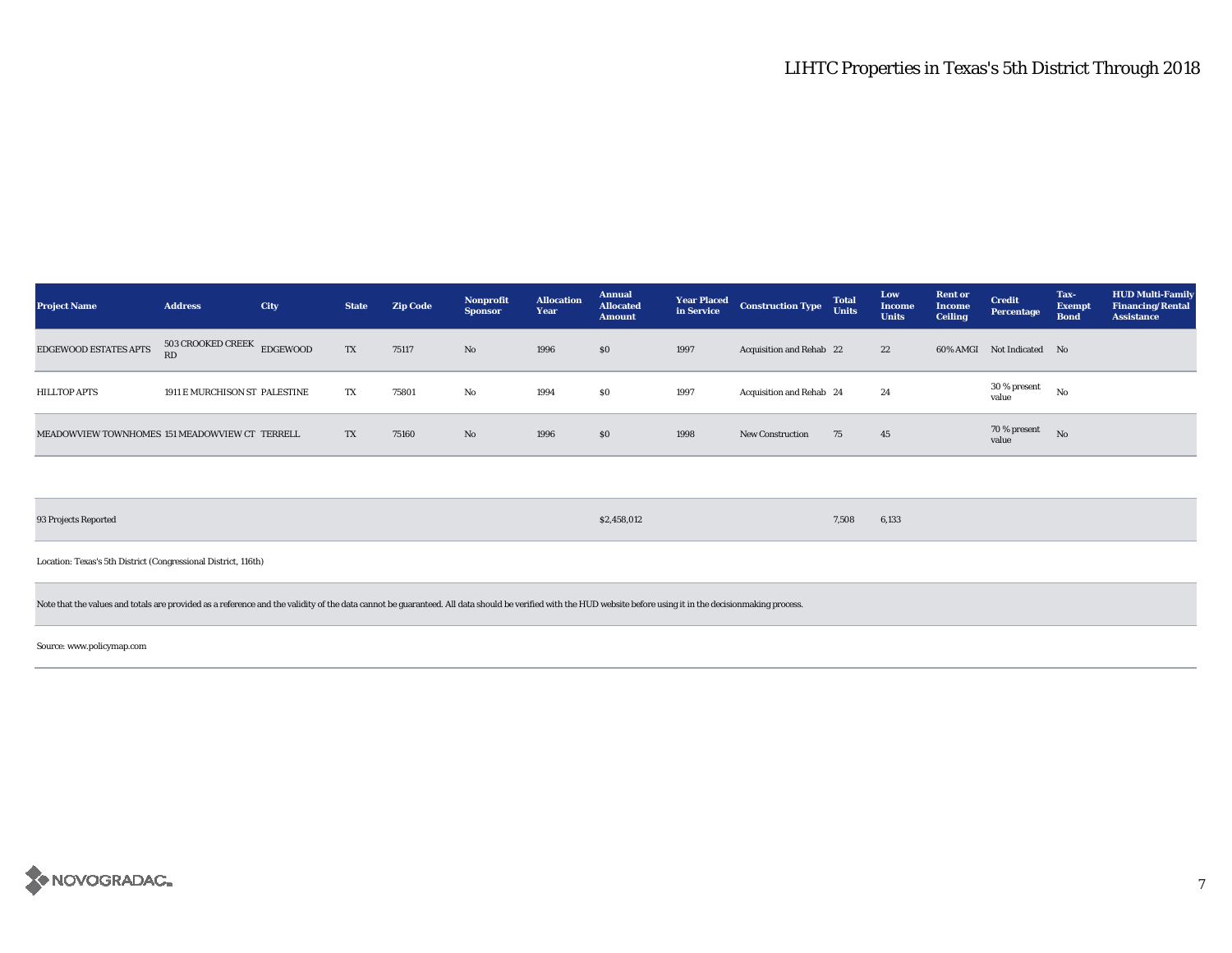# LIHTC Properties in Texas's 5th District Through 2018

| Project Name | Address | City | State | Zip Code | Nonprofit Sponsor | Allocation Year | Annual Allocated Amount | Year Placed in Service | Construction Type | Total Units | Low Income Units | Rent or Income Ceiling | Credit Percentage | Tax-Exempt Bond | HUD Multi-Family Financing/Rental Assistance |
|---|---|---|---|---|---|---|---|---|---|---|---|---|---|---|---|
| EDGEWOOD ESTATES APTS | 503 CROOKED CREEK RD | EDGEWOOD | TX | 75117 | No | 1996 | $0 | 1997 | Acquisition and Rehab | 22 | 22 | 60% AMGI | Not Indicated | No | |
| HILLTOP APTS | 1911 E MURCHISON ST | PALESTINE | TX | 75801 | No | 1994 | $0 | 1997 | Acquisition and Rehab | 24 | 24 | | 30 % present value | No | |
| MEADOWVIEW TOWNHOMES | 151 MEADOWVIEW CT | TERRELL | TX | 75160 | No | 1996 | $0 | 1998 | New Construction | 75 | 45 | | 70 % present value | No | |
| | | | | | | | | | | | | | | | |
| 93 Projects Reported | | | | | | | $2,458,012 | | | 7,508 | 6,133 | | | | |

Location: Texas's 5th District (Congressional District, 116th)

Note that the values and totals are provided as a reference and the validity of the data cannot be guaranteed. All data should be verified with the HUD website before using it in the decisionmaking process.

Source: www.policymap.com